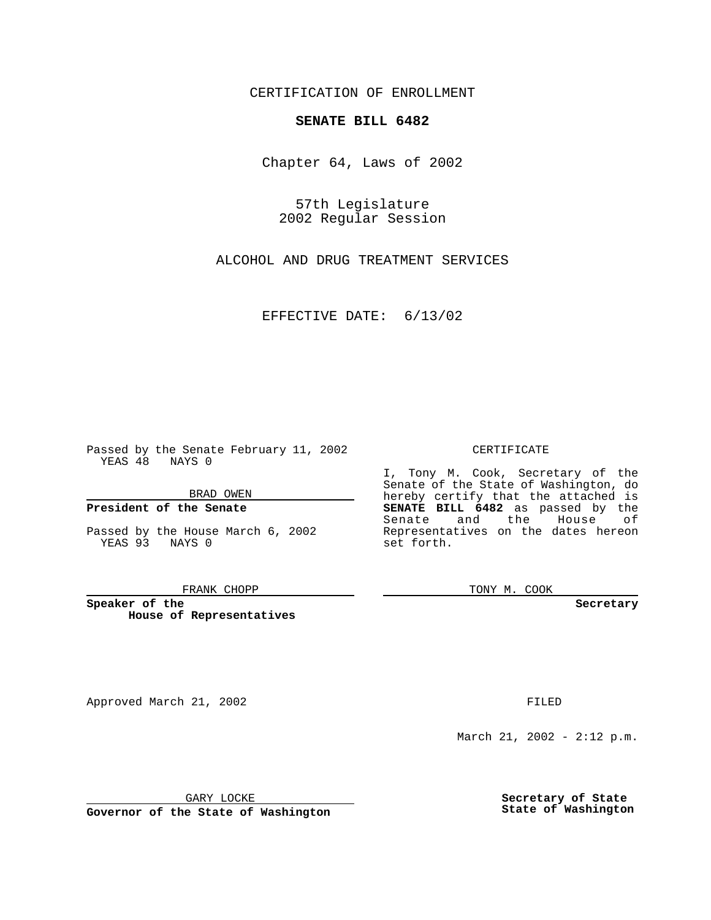CERTIFICATION OF ENROLLMENT

**SENATE BILL 6482**

Chapter 64, Laws of 2002

57th Legislature
2002 Regular Session

ALCOHOL AND DRUG TREATMENT SERVICES

EFFECTIVE DATE: 6/13/02

Passed by the Senate February 11, 2002
YEAS 48 NAYS 0

BRAD OWEN

**President of the Senate**

Passed by the House March 6, 2002
YEAS 93 NAYS 0

FRANK CHOPP

**Speaker of the House of Representatives**

CERTIFICATE

I, Tony M. Cook, Secretary of the Senate of the State of Washington, do hereby certify that the attached is **SENATE BILL 6482** as passed by the Senate and the House of Representatives on the dates hereon set forth.

TONY M. COOK

**Secretary**

Approved March 21, 2002

GARY LOCKE

**Governor of the State of Washington**

FILED

March 21, 2002 - 2:12 p.m.

**Secretary of State**
**State of Washington**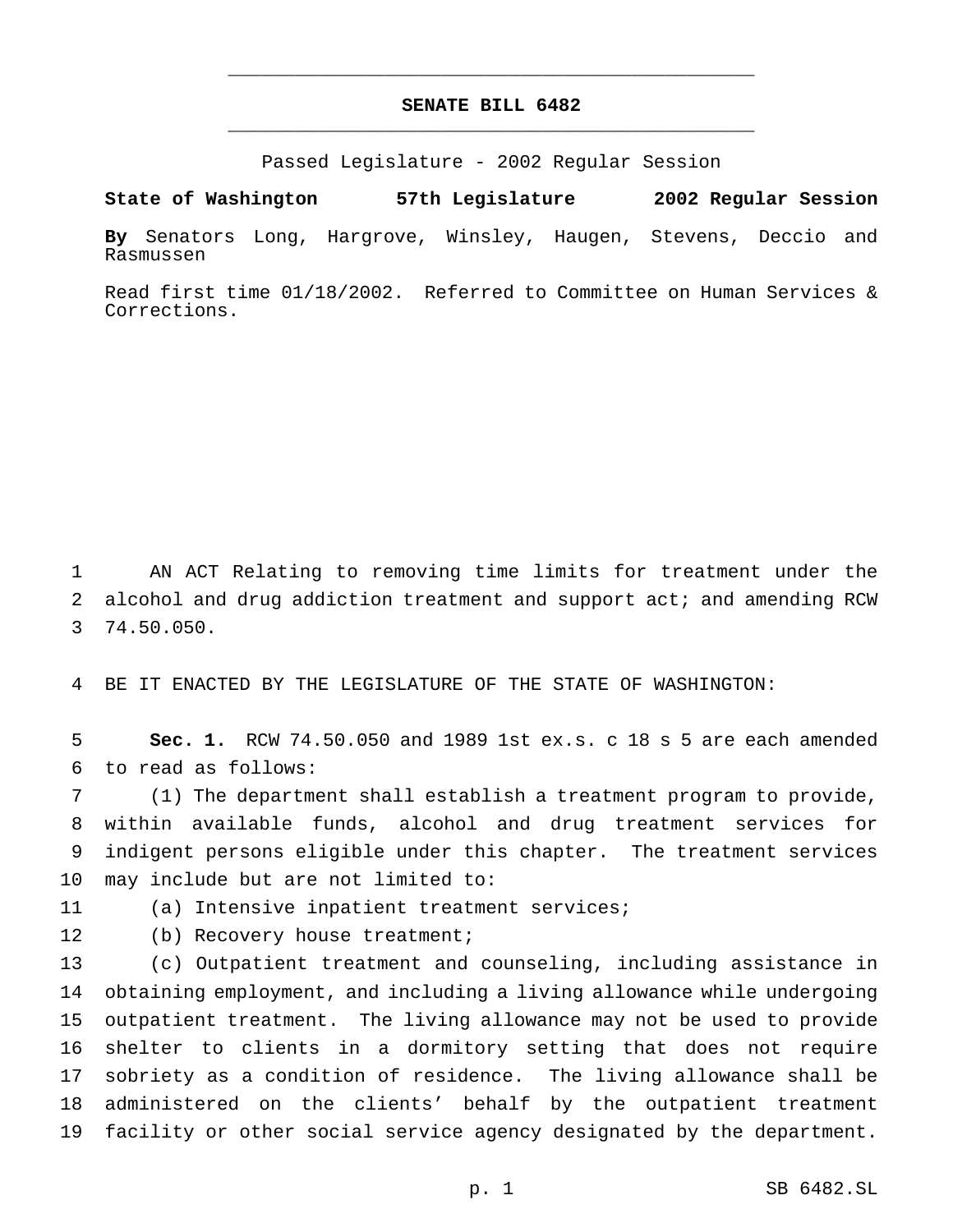# SENATE BILL 6482

Passed Legislature - 2002 Regular Session

**State of Washington 57th Legislature 2002 Regular Session**

**By** Senators Long, Hargrove, Winsley, Haugen, Stevens, Deccio and Rasmussen

Read first time 01/18/2002. Referred to Committee on Human Services & Corrections.

AN ACT Relating to removing time limits for treatment under the alcohol and drug addiction treatment and support act; and amending RCW 74.50.050.

BE IT ENACTED BY THE LEGISLATURE OF THE STATE OF WASHINGTON:

**Sec. 1.** RCW 74.50.050 and 1989 1st ex.s. c 18 s 5 are each amended to read as follows:

(1) The department shall establish a treatment program to provide, within available funds, alcohol and drug treatment services for indigent persons eligible under this chapter. The treatment services may include but are not limited to:

(a) Intensive inpatient treatment services;

(b) Recovery house treatment;

(c) Outpatient treatment and counseling, including assistance in obtaining employment, and including a living allowance while undergoing outpatient treatment. The living allowance may not be used to provide shelter to clients in a dormitory setting that does not require sobriety as a condition of residence. The living allowance shall be administered on the clients' behalf by the outpatient treatment facility or other social service agency designated by the department.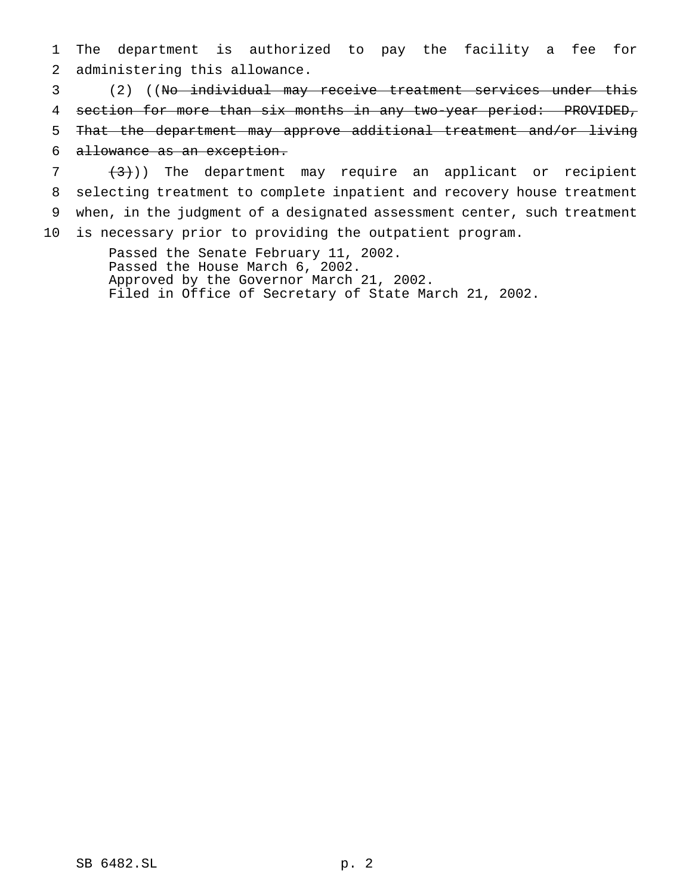The department is authorized to pay the facility a fee for administering this allowance.

(2) ((~~No individual may receive treatment services under this section for more than six months in any two-year period: PROVIDED, That the department may approve additional treatment and/or living allowance as an exception.~~

~~(3)~~)) The department may require an applicant or recipient selecting treatment to complete inpatient and recovery house treatment when, in the judgment of a designated assessment center, such treatment is necessary prior to providing the outpatient program.

Passed the Senate February 11, 2002.
Passed the House March 6, 2002.
Approved by the Governor March 21, 2002.
Filed in Office of Secretary of State March 21, 2002.